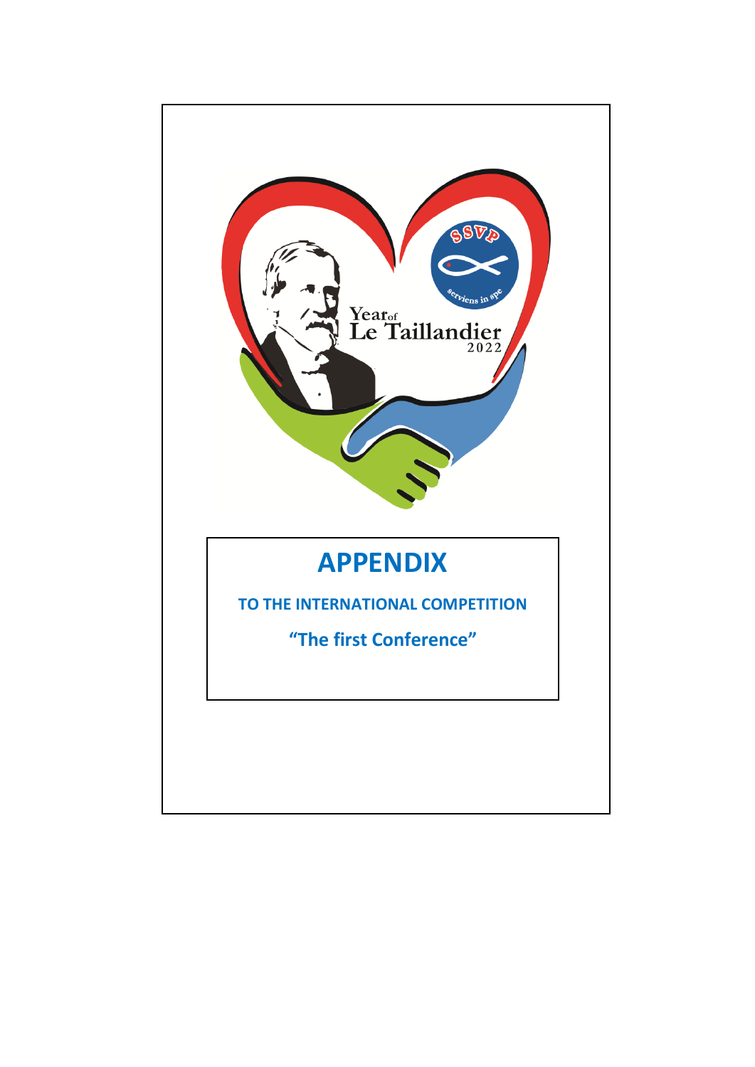# APPENDIX

**TO THE INTERNATIONAL COMPETITION**

**"The first Conference"**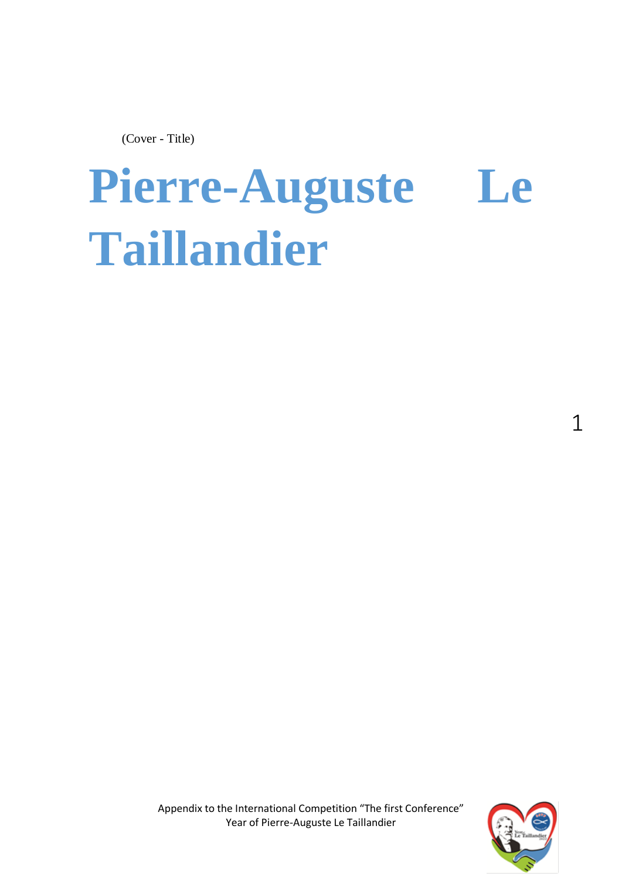(Cover - Title)

# Pierre-Auguste Le Taillandier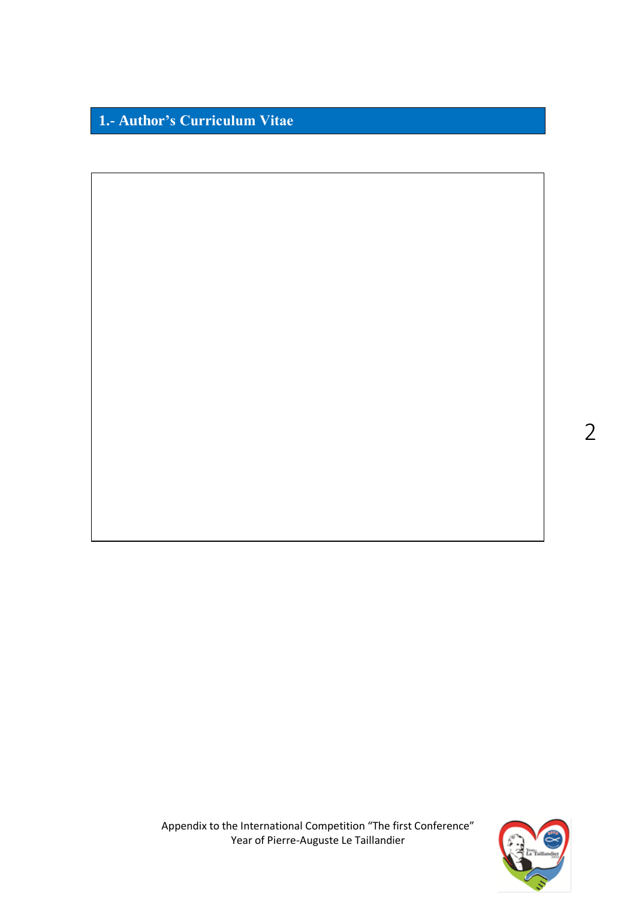## 1.- Author's Curriculum Vitae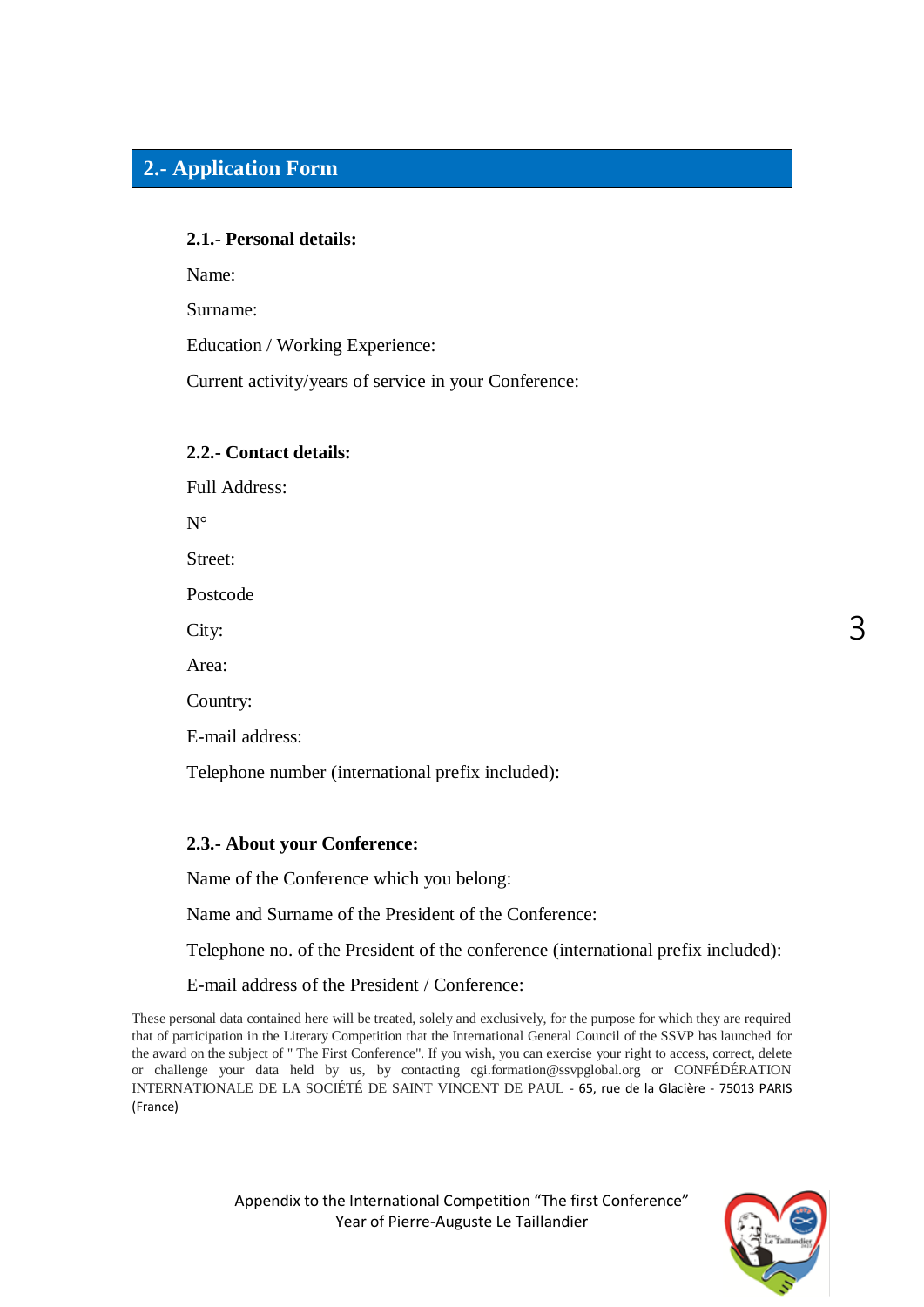## 2.- Application Form

### 2.1.- Personal details:

Name:

Surname:

Education / Working Experience:

Current activity/years of service in your Conference:

### 2.2.- Contact details:

Full Address:

N°

Street:

Postcode

City:

Area:

Country:

E-mail address:

Telephone number (international prefix included):

### 2.3.- About your Conference:

Name of the Conference which you belong:

Name and Surname of the President of the Conference:

Telephone no. of the President of the conference (international prefix included):

E-mail address of the President / Conference:

These personal data contained here will be treated, solely and exclusively, for the purpose for which they are required that of participation in the Literary Competition that the International General Council of the SSVP has launched for the award on the subject of " The First Conference". If you wish, you can exercise your right to access, correct, delete or challenge your data held by us, by contacting cgi.formation@ssvpglobal.org or CONFÉDÉRATION INTERNATIONALE DE LA SOCIÉTÉ DE SAINT VINCENT DE PAUL - 65, rue de la Glacière - 75013 PARIS (France)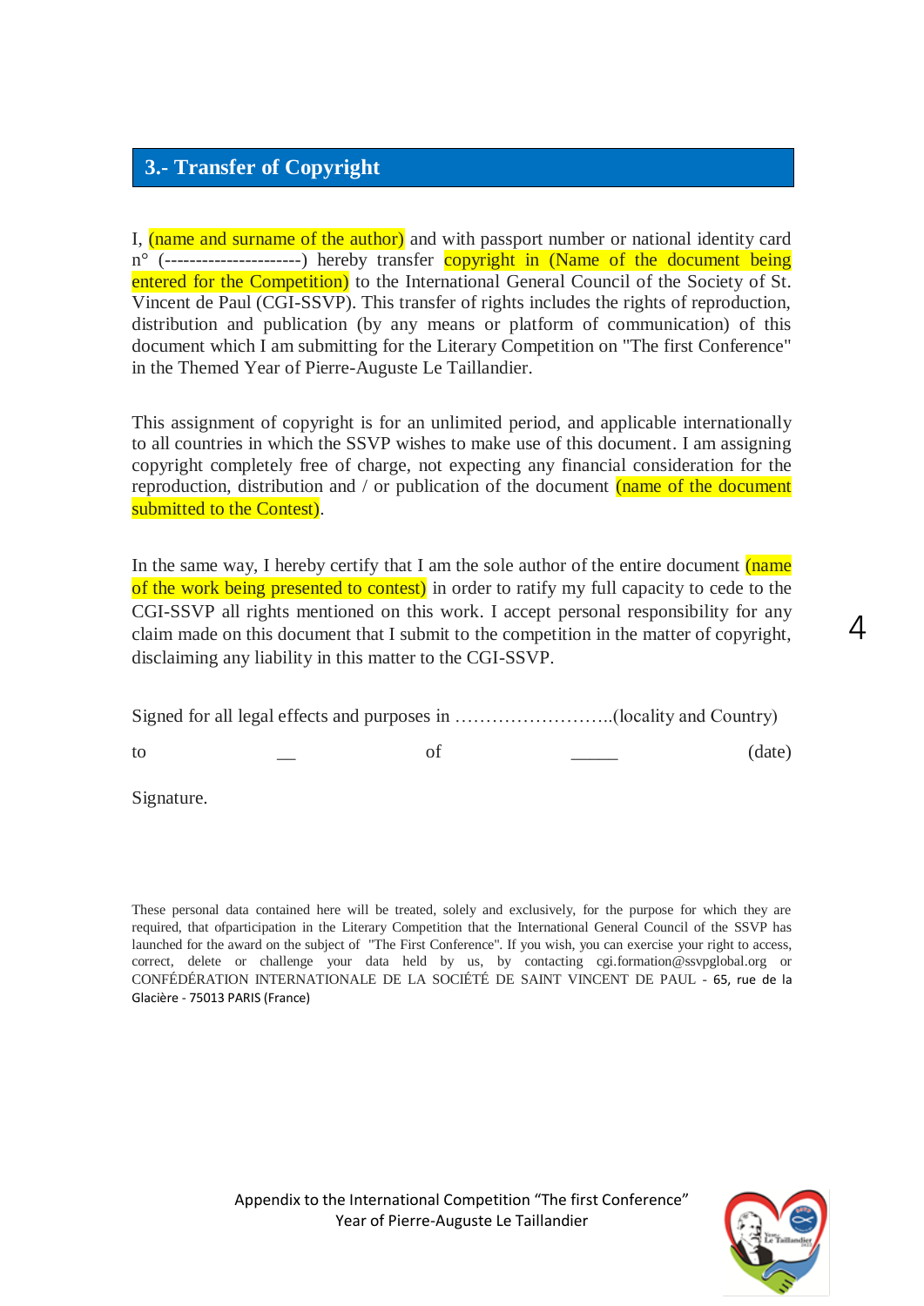## 3.- Transfer of Copyright

I, (name and surname of the author) and with passport number or national identity card n° (---------------------) hereby transfer copyright in (Name of the document being entered for the Competition) to the International General Council of the Society of St. Vincent de Paul (CGI-SSVP). This transfer of rights includes the rights of reproduction, distribution and publication (by any means or platform of communication) of this document which I am submitting for the Literary Competition on "The first Conference" in the Themed Year of Pierre-Auguste Le Taillandier.

This assignment of copyright is for an unlimited period, and applicable internationally to all countries in which the SSVP wishes to make use of this document. I am assigning copyright completely free of charge, not expecting any financial consideration for the reproduction, distribution and / or publication of the document (name of the document submitted to the Contest).

In the same way, I hereby certify that I am the sole author of the entire document (name of the work being presented to contest) in order to ratify my full capacity to cede to the CGI-SSVP all rights mentioned on this work. I accept personal responsibility for any claim made on this document that I submit to the competition in the matter of copyright, disclaiming any liability in this matter to the CGI-SSVP.

Signed for all legal effects and purposes in ……………………..(locality and Country)

to __ of _____ (date)

Signature.

These personal data contained here will be treated, solely and exclusively, for the purpose for which they are required, that ofparticipation in the Literary Competition that the International General Council of the SSVP has launched for the award on the subject of "The First Conference". If you wish, you can exercise your right to access, correct, delete or challenge your data held by us, by contacting cgi.formation@ssvpglobal.org or CONFÉDÉRATION INTERNATIONALE DE LA SOCIÉTÉ DE SAINT VINCENT DE PAUL - 65, rue de la Glacière - 75013 PARIS (France)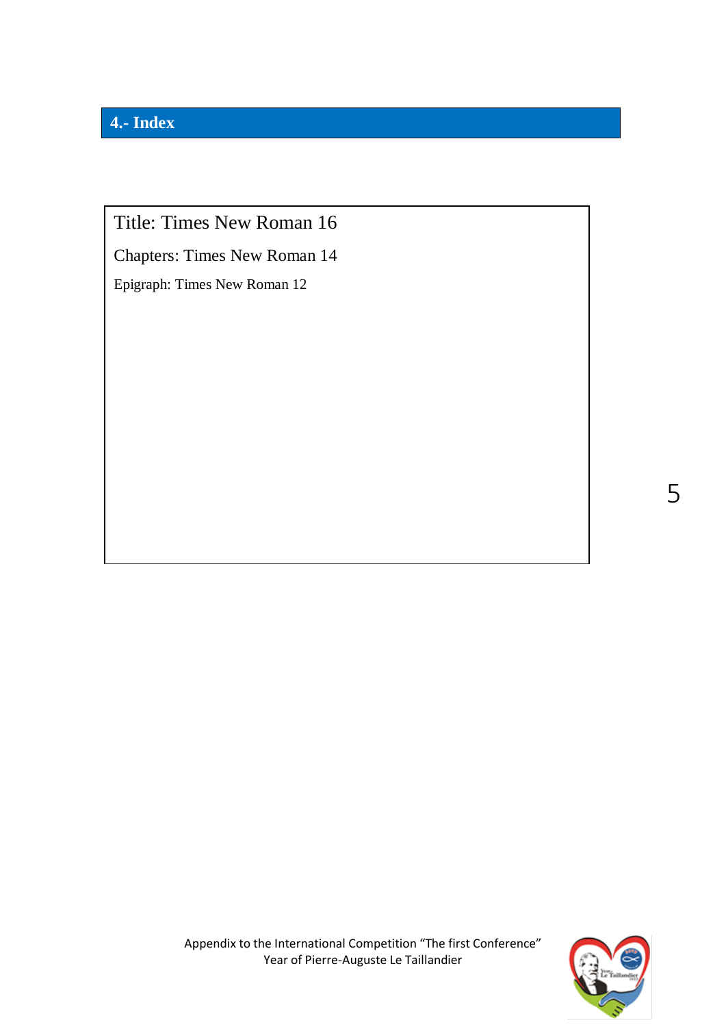## 4.- Index

Title: Times New Roman 16

Chapters: Times New Roman 14

Epigraph: Times New Roman 12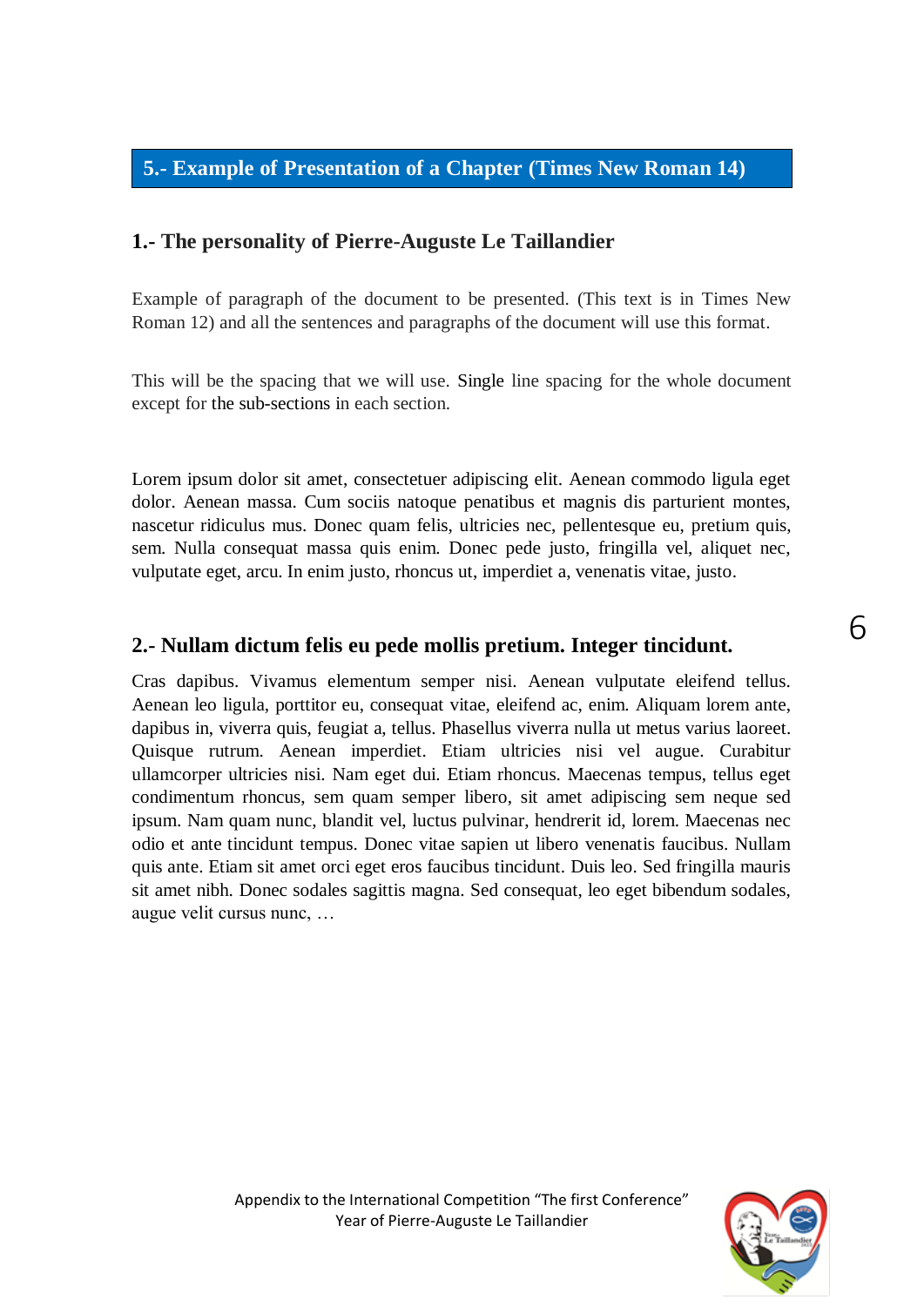## 5.- Example of Presentation of a Chapter (Times New Roman 14)

### 1.- The personality of Pierre-Auguste Le Taillandier

Example of paragraph of the document to be presented. (This text is in Times New Roman 12) and all the sentences and paragraphs of the document will use this format.

This will be the spacing that we will use. Single line spacing for the whole document except for the sub-sections in each section.

Lorem ipsum dolor sit amet, consectetuer adipiscing elit. Aenean commodo ligula eget dolor. Aenean massa. Cum sociis natoque penatibus et magnis dis parturient montes, nascetur ridiculus mus. Donec quam felis, ultricies nec, pellentesque eu, pretium quis, sem. Nulla consequat massa quis enim. Donec pede justo, fringilla vel, aliquet nec, vulputate eget, arcu. In enim justo, rhoncus ut, imperdiet a, venenatis vitae, justo.

### 2.- Nullam dictum felis eu pede mollis pretium. Integer tincidunt.

Cras dapibus. Vivamus elementum semper nisi. Aenean vulputate eleifend tellus. Aenean leo ligula, porttitor eu, consequat vitae, eleifend ac, enim. Aliquam lorem ante, dapibus in, viverra quis, feugiat a, tellus. Phasellus viverra nulla ut metus varius laoreet. Quisque rutrum. Aenean imperdiet. Etiam ultricies nisi vel augue. Curabitur ullamcorper ultricies nisi. Nam eget dui. Etiam rhoncus. Maecenas tempus, tellus eget condimentum rhoncus, sem quam semper libero, sit amet adipiscing sem neque sed ipsum. Nam quam nunc, blandit vel, luctus pulvinar, hendrerit id, lorem. Maecenas nec odio et ante tincidunt tempus. Donec vitae sapien ut libero venenatis faucibus. Nullam quis ante. Etiam sit amet orci eget eros faucibus tincidunt. Duis leo. Sed fringilla mauris sit amet nibh. Donec sodales sagittis magna. Sed consequat, leo eget bibendum sodales, augue velit cursus nunc, …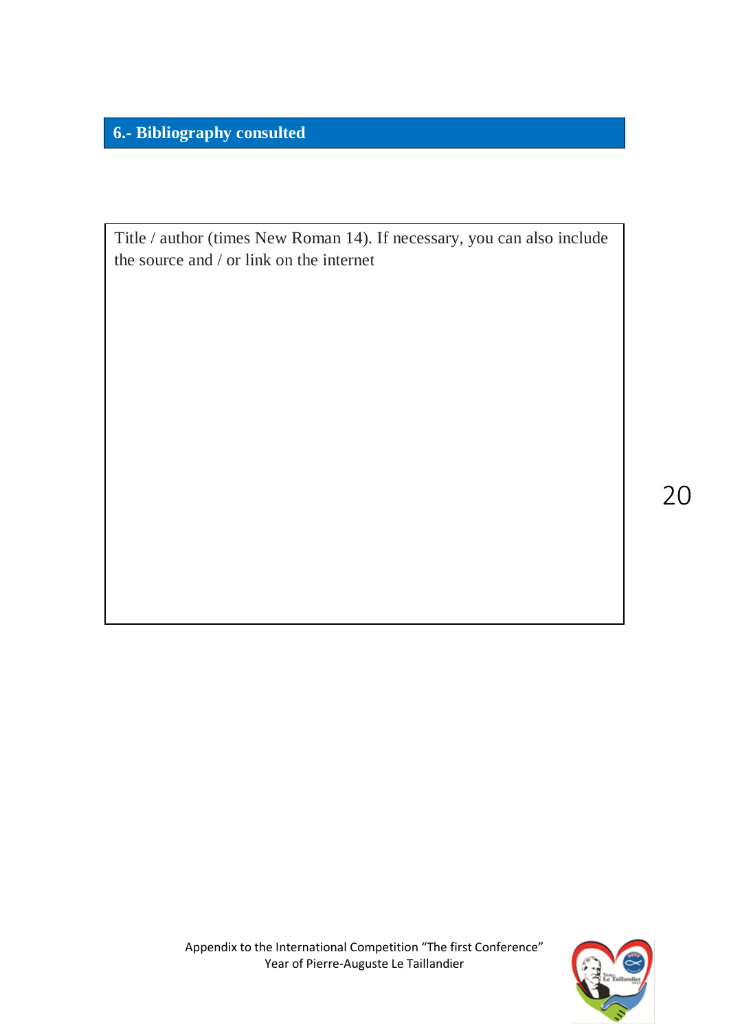## 6.- Bibliography consulted

Title / author (times New Roman 14). If necessary, you can also include the source and / or link on the internet